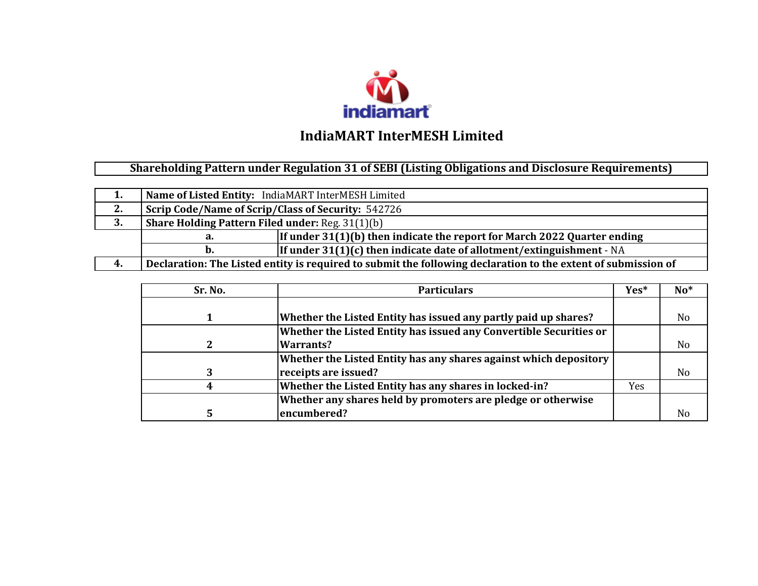# IndiaMART InterMESH Limited

## Shareholding Pattern under Regulation 31 of SEBI (Listing Obligations and Disclosure Requirements)

| | | |
|---|---|---|
| **1.** | **Name of Listed Entity:** IndiaMART InterMESH Limited | |
| **2.** | **Scrip Code/Name of Scrip/Class of Security:** 542726 | |
| **3.** | **Share Holding Pattern Filed under:** Reg. 31(1)(b) | |
| | **a.** | **If under 31(1)(b) then indicate the report for March 2022 Quarter ending** |
| | **b.** | **If under 31(1)(c) then indicate date of allotment/extinguishment** - NA |
| **4.** | **Declaration: The Listed entity is required to submit the following declaration to the extent of submission of** | |

| Sr. No. | Particulars | Yes* | No* |
|---|---|---|---|
| 1 | **Whether the Listed Entity has issued any partly paid up shares?** | | No |
| 2 | **Whether the Listed Entity has issued any Convertible Securities or Warrants?** | | No |
| 3 | **Whether the Listed Entity has any shares against which depository receipts are issued?** | | No |
| 4 | **Whether the Listed Entity has any shares in locked-in?** | Yes | |
| 5 | **Whether any shares held by promoters are pledge or otherwise encumbered?** | | No |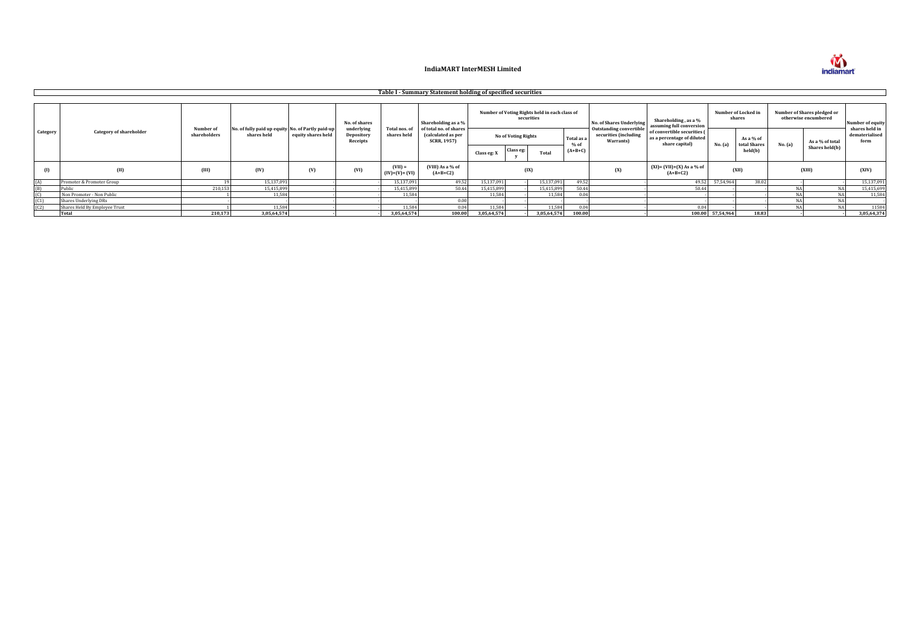# IndiaMART InterMESH Limited

## Table I - Summary Statement holding of specified securities

| Category | Category of shareholder | Number of shareholders | No. of fully paid up equity shares held | No. of Partly paid-up equity shares held | No. of shares underlying Depository Receipts | Total nos. of shares held | Shareholding as a % of total no. of shares (calculated as per SCRR, 1957) | Number of Voting Rights held in each class of securities | | | | No. of Shares Underlying Outstanding convertible securities (including Warrants) | Shareholding , as a % assuming full conversion of convertible securities ( as a percentage of diluted share capital) | Number of Locked in shares | | Number of Shares pledged or otherwise encumbered | | Number of equity shares held in dematerialised form |
|---|---|---|---|---|---|---|---|---|---|---|---|---|---|---|---|---|---|---|
| | | | | | | | | No of Voting Rights | | | Total as a % of (A+B+C) | | | No. (a) | As a % of total Shares held(b) | No. (a) | As a % of total Shares held(b) | |
| | | | | | | | | Class eg: X | Class eg: y | Total | | | | | | | | |
| (I) | (II) | (III) | (IV) | (V) | (VI) | (VII) = (IV)+(V)+ (VI) | (VIII) As a % of (A+B+C2) | (IX) | | | | (X) | (XI)= (VII)+(X) As a % of (A+B+C2) | (XII) | | (XIII) | | (XIV) |
| (A) | Promoter & Promoter Group | 19 | 15,137,091 | - | - | 15,137,091 | 49.52 | 15,137,091 | - | 15,137,091 | 49.52 | - | 49.52 | 57,54,964 | 38.02 | - | - | 15,137,091 |
| (B) | Public | 210,153 | 15,415,899 | - | - | 15,415,899 | 50.44 | 15,415,899 | - | 15,415,899 | 50.44 | - | 50.44 | - | - | NA | NA | 15,415,699 |
| (C) | Non Promoter - Non Public | 1 | 11,584 | - | - | 11,584 | | 11,584 | - | 11,584 | 0.04 | - | - | - | - | NA | NA | 11,584 |
| (C1) | Shares Underlying DRs | - | - | - | - | - | 0.00 | - | - | - | - | - | - | - | - | NA | NA | - |
| (C2) | Shares Held By Employee Trust | 1 | 11,584 | - | - | 11,584 | 0.04 | 11,584 | - | 11,584 | 0.04 | - | 0.04 | - | - | NA | NA | 11584 |
| | **Total** | **210,173** | **3,05,64,574** | - | - | **3,05,64,574** | **100.00** | **3,05,64,574** | - | **3,05,64,574** | **100.00** | - | **100.00** | **57,54,964** | **18.83** | - | - | **3,05,64,374** |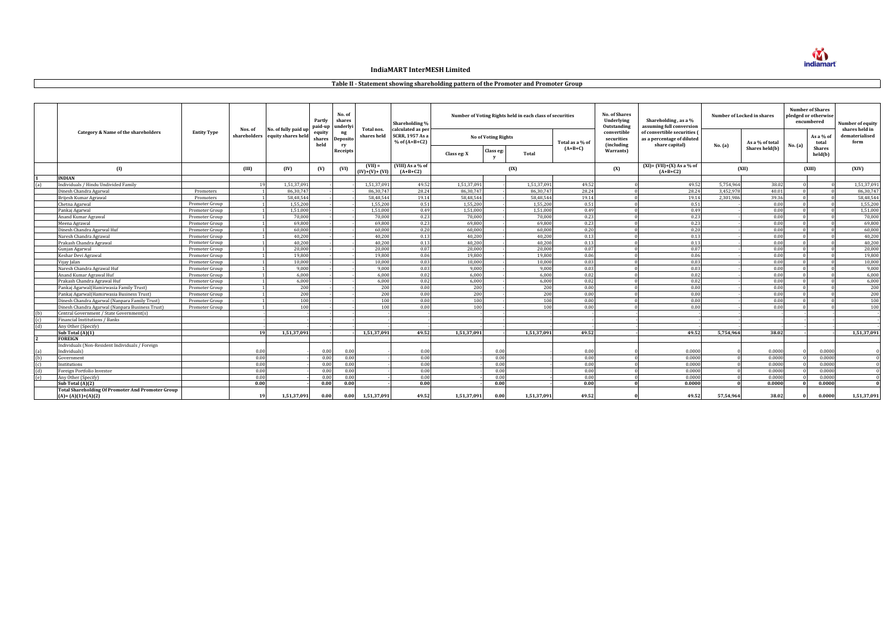# IndiaMART InterMESH Limited

## Table II - Statement showing shareholding pattern of the Promoter and Promoter Group

| | Category & Name of the shareholders | Entity Type | Nos. of shareholders | No. of fully paid up equity shares held | Partly paid-up equity shares held | No. of shares underlying Depository Receipts | Total nos. shares held | Shareholding % calculated as per SCRR, 1957 As a % of (A+B+C2) | Number of Voting Rights held in each class of securities | | | | No. of Shares Underlying Outstanding convertible securities (including Warrants) | Shareholding , as a % assuming full conversion of convertible securities ( as a percentage of diluted share capital) | Number of Locked in shares | | Number of Shares pledged or otherwise encumbered | | Number of equity shares held in dematerialised form |
|---|---|---|---|---|---|---|---|---|---|---|---|---|---|---|---|---|---|---|---|
| | | | | | | | | | No of Voting Rights | | | Total as a % of (A+B+C) | | | No. (a) | As a % of total Shares held(b) | No. (a) | As a % of total Shares held(b) | |
| | | | | | | | | | Class eg: X | Class eg: y | Total | | | | | | | | |
| | (I) | | (III) | (IV) | (V) | (VI) | (VII) = (IV)+(V)+ (VI) | (VIII) As a % of (A+B+C2) | (IX) | | | | (X) | (XI)= (VII)+(X) As a % of (A+B+C2) | (XII) | | (XIII) | | (XIV) |
| 1 | **INDIAN** | | | | | | | | | | | | | | | | | | |
| (a) | Individuals / Hindu Undivided Family | | 19 | 1,51,37,091 | - | - | 1,51,37,091 | 49.52 | 1,51,37,091 | - | 1,51,37,091 | 49.52 | 0 | 49.52 | 5,754,964 | 38.02 | 0 | 0 | 1,51,37,091 |
| | Dinesh Chandra Agarwal | Promoters | 1 | 86,30,747 | - | - | 86,30,747 | 28.24 | 86,30,747 | - | 86,30,747 | 28.24 | 0 | 28.24 | 3,452,978 | 40.01 | 0 | 0 | 86,30,747 |
| | Brijesh Kumar Agrawal | Promoters | 1 | 58,48,544 | - | - | 58,48,544 | 19.14 | 58,48,544 | - | 58,48,544 | 19.14 | 0 | 19.14 | 2,301,986 | 39.36 | 0 | 0 | 58,48,544 |
| | Chetna Agarwal | Promoter Group | 1 | 1,55,200 | - | - | 1,55,200 | 0.51 | 1,55,200 | - | 1,55,200 | 0.51 | 0 | 0.51 | - | 0.00 | 0 | 0 | 1,55,200 |
| | Pankaj Agarwal | Promoter Group | 1 | 1,51,000 | - | - | 1,51,000 | 0.49 | 1,51,000 | - | 1,51,000 | 0.49 | 0 | 0.49 | - | 0.00 | 0 | 0 | 1,51,000 |
| | Anand Kumar Agrawal | Promoter Group | 1 | 70,000 | - | - | 70,000 | 0.23 | 70,000 | - | 70,000 | 0.23 | 0 | 0.23 | - | 0.00 | 0 | 0 | 70,000 |
| | Meena Agrawal | Promoter Group | 1 | 69,800 | - | - | 69,800 | 0.23 | 69,800 | - | 69,800 | 0.23 | 0 | 0.23 | - | 0.00 | 0 | 0 | 69,800 |
| | Dinesh Chandra Agarwal Huf | Promoter Group | 1 | 60,000 | - | - | 60,000 | 0.20 | 60,000 | - | 60,000 | 0.20 | 0 | 0.20 | - | 0.00 | 0 | 0 | 60,000 |
| | Naresh Chandra Agrawal | Promoter Group | 1 | 40,200 | - | - | 40,200 | 0.13 | 40,200 | - | 40,200 | 0.13 | 0 | 0.13 | - | 0.00 | 0 | 0 | 40,200 |
| | Prakash Chandra Agrawal | Promoter Group | 1 | 40,200 | - | - | 40,200 | 0.13 | 40,200 | - | 40,200 | 0.13 | 0 | 0.13 | - | 0.00 | 0 | 0 | 40,200 |
| | Gunjan Agarwal | Promoter Group | 1 | 20,000 | - | - | 20,000 | 0.07 | 20,000 | - | 20,000 | 0.07 | 0 | 0.07 | - | 0.00 | 0 | 0 | 20,000 |
| | Keshar Devi Agrawal | Promoter Group | 1 | 19,800 | - | - | 19,800 | 0.06 | 19,800 | - | 19,800 | 0.06 | 0 | 0.06 | - | 0.00 | 0 | 0 | 19,800 |
| | Vijay Jalan | Promoter Group | 1 | 10,000 | - | - | 10,000 | 0.03 | 10,000 | - | 10,000 | 0.03 | 0 | 0.03 | - | 0.00 | 0 | 0 | 10,000 |
| | Naresh Chandra Agrawal Huf | Promoter Group | 1 | 9,000 | - | - | 9,000 | 0.03 | 9,000 | - | 9,000 | 0.03 | 0 | 0.03 | - | 0.00 | 0 | 0 | 9,000 |
| | Anand Kumar Agrawal Huf | Promoter Group | 1 | 6,000 | - | - | 6,000 | 0.02 | 6,000 | - | 6,000 | 0.02 | 0 | 0.02 | - | 0.00 | 0 | 0 | 6,000 |
| | Prakash Chandra Agrawal Huf | Promoter Group | 1 | 6,000 | - | - | 6,000 | 0.02 | 6,000 | - | 6,000 | 0.02 | 0 | 0.02 | - | 0.00 | 0 | 0 | 6,000 |
| | Pankaj Agarwal(Hamirwasia Family Trust) | Promoter Group | 1 | 200 | - | - | 200 | 0.00 | 200 | - | 200 | 0.00 | 0 | 0.00 | - | 0.00 | 0 | 0 | 200 |
| | Pankaj Agarwal(Hamirwasia Business Trust) | Promoter Group | 1 | 200 | - | - | 200 | 0.00 | 200 | - | 200 | 0.00 | 0 | 0.00 | - | 0.00 | 0 | 0 | 200 |
| | Dinesh Chandra Agarwal (Nanpara Family Trust) | Promoter Group | 1 | 100 | - | - | 100 | 0.00 | 100 | - | 100 | 0.00 | 0 | 0.00 | - | 0.00 | 0 | 0 | 100 |
| | Dinesh Chandra Agarwal (Nanpara Business Trust) | Promoter Group | 1 | 100 | - | - | 100 | 0.00 | 100 | - | 100 | 0.00 | 0 | 0.00 | - | 0.00 | 0 | 0 | 100 |
| (b) | Central Government / State Government(s) | | - | - | - | - | - | - | - | - | - | - | - | - | - | - | - | - | - |
| (c) | Financial Institutions / Banks | | - | - | - | - | - | - | - | - | - | - | - | - | - | - | - | - | - |
| (d) | Any Other (Specify) | | - | - | - | - | - | - | - | - | - | - | - | - | - | - | - | - | - |
| | **Sub Total (A)(1)** | | **19** | **1,51,37,091** | - | - | **1,51,37,091** | **49.52** | **1,51,37,091** | - | **1,51,37,091** | **49.52** | - | **49.52** | **5,754,964** | **38.02** | - | - | **1,51,37,091** |
| 2 | **FOREIGN** | | | | | | | | | | | | | | | | | | |
| (a) | Individuals (Non-Resident Individuals / Foreign Individuals) | | 0.00 | - | 0.00 | 0.00 | - | 0.00 | - | 0.00 | - | 0.00 | 0 | 0.0000 | 0 | 0.0000 | 0 | 0.0000 | 0 |
| (b) | Government | | 0.00 | - | 0.00 | 0.00 | - | 0.00 | - | 0.00 | - | 0.00 | 0 | 0.0000 | 0 | 0.0000 | 0 | 0.0000 | 0 |
| (c) | Institutions | | 0.00 | - | 0.00 | 0.00 | - | 0.00 | - | 0.00 | - | 0.00 | 0 | 0.0000 | 0 | 0.0000 | 0 | 0.0000 | 0 |
| (d) | Foreign Portfolio Investor | | 0.00 | - | 0.00 | 0.00 | - | 0.00 | - | 0.00 | - | 0.00 | 0 | 0.0000 | 0 | 0.0000 | 0 | 0.0000 | 0 |
| (e) | Any Other (Specify) | | 0.00 | - | 0.00 | 0.00 | - | 0.00 | - | 0.00 | - | 0.00 | 0 | 0.0000 | 0 | 0.0000 | 0 | 0.0000 | 0 |
| | **Sub Total (A)(2)** | | **0.00** | - | **0.00** | **0.00** | - | **0.00** | - | **0.00** | - | **0.00** | **0** | **0.0000** | **0** | **0.0000** | **0** | **0.0000** | **0** |
| | **Total Shareholding Of Promoter And Promoter Group (A)= (A)(1)+(A)(2)** | | **19** | **1,51,37,091** | **0.00** | **0.00** | **1,51,37,091** | **49.52** | **1,51,37,091** | **0.00** | **1,51,37,091** | **49.52** | **0** | **49.52** | **57,54,964** | **38.02** | **0** | **0.0000** | **1,51,37,091** |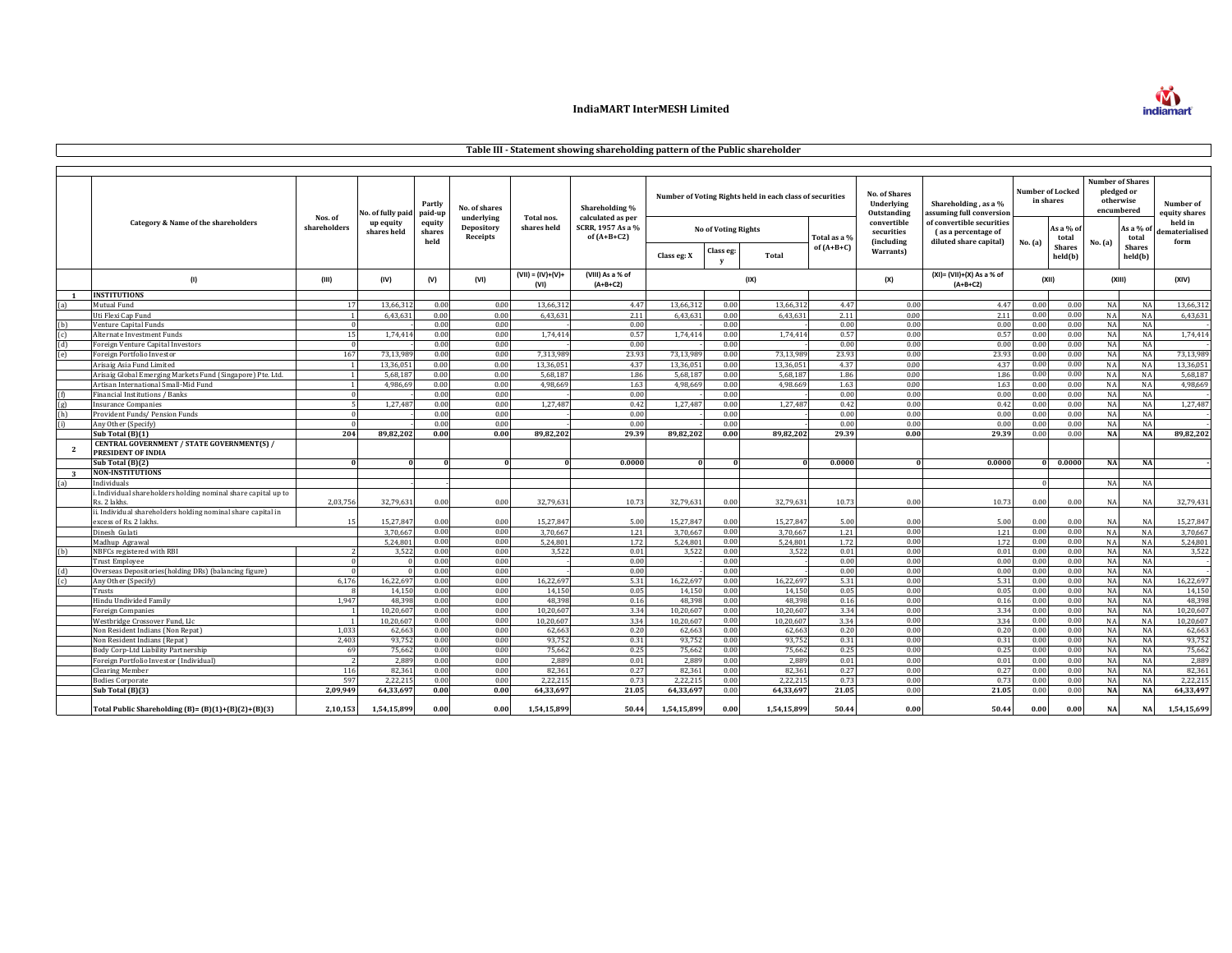# IndiaMART InterMESH Limited

## Table III - Statement showing shareholding pattern of the Public shareholder

| | Category & Name of the shareholders | Nos. of shareholders | No. of fully paid up equity shares held | Partly paid-up equity shares held | No. of shares underlying Depository Receipts | Total nos. shares held | Shareholding % calculated as per SCRR, 1957 As a % of (A+B+C2) | Number of Voting Rights held in each class of securities | | | | No. of Shares Underlying Outstanding convertible securities (including Warrants) | Shareholding , as a % assuming full conversion of convertible securities ( as a percentage of diluted share capital) | Number of Locked in shares | | Number of Shares pledged or otherwise encumbered | | Number of equity shares held in dematerialised form |
|---|---|---|---|---|---|---|---|---|---|---|---|---|---|---|---|---|---|---|
| | | | | | | | | No of Voting Rights | | | Total as a % of (A+B+C) | | | No. (a) | As a % of total Shares held(b) | No. (a) | As a % of total Shares held(b) | |
| | | | | | | | | Class eg: X | Class eg: y | Total | | | | | | | | |
| | (I) | (III) | (IV) | (V) | (VI) | (VII) = (IV)+(V)+ (VI) | (VIII) As a % of (A+B+C2) | (IX) | | | | (X) | (XI)= (VII)+(X) As a % of (A+B+C2) | (XII) | | (XIII) | | (XIV) |
| 1 | INSTITUTIONS | | | | | | | | | | | | | | | | | |
| (a) | Mutual Fund | 17 | 13,66,312 | 0.00 | 0.00 | 13,66,312 | 4.47 | 13,66,312 | 0.00 | 13,66,312 | 4.47 | 0.00 | 4.47 | 0.00 | 0.00 | NA | NA | 13,66,312 |
| | Uti Flexi Cap Fund | 1 | 6,43,631 | 0.00 | 0.00 | 6,43,631 | 2.11 | 6,43,631 | 0.00 | 6,43,631 | 2.11 | 0.00 | 2.11 | 0.00 | 0.00 | NA | NA | 6,43,631 |
| (b) | Venture Capital Funds | 0 | - | 0.00 | 0.00 | - | 0.00 | - | 0.00 | - | 0.00 | 0.00 | 0.00 | 0.00 | 0.00 | NA | NA | - |
| (c) | Alternate Investment Funds | 15 | 1,74,414 | 0.00 | 0.00 | 1,74,414 | 0.57 | 1,74,414 | 0.00 | 1,74,414 | 0.57 | 0.00 | 0.57 | 0.00 | 0.00 | NA | NA | 1,74,414 |
| (d) | Foreign Venture Capital Investors | 0 | - | 0.00 | 0.00 | - | 0.00 | - | 0.00 | - | 0.00 | 0.00 | 0.00 | 0.00 | 0.00 | NA | NA | - |
| (e) | Foreign Portfolio Investor | 167 | 73,13,989 | 0.00 | 0.00 | 7,313,989 | 23.93 | 73,13,989 | 0.00 | 73,13,989 | 23.93 | 0.00 | 23.93 | 0.00 | 0.00 | NA | NA | 73,13,989 |
| | Arisaig Asia Fund Limited | 1 | 13,36,051 | 0.00 | 0.00 | 13,36,051 | 4.37 | 13,36,051 | 0.00 | 13,36,051 | 4.37 | 0.00 | 4.37 | 0.00 | 0.00 | NA | NA | 13,36,051 |
| | Arisaig Global Emerging Markets Fund (Singapore) Pte. Ltd. | 1 | 5,68,187 | 0.00 | 0.00 | 5,68,187 | 1.86 | 5,68,187 | 0.00 | 5,68,187 | 1.86 | 0.00 | 1.86 | 0.00 | 0.00 | NA | NA | 5,68,187 |
| | Artisan International Small-Mid Fund | 1 | 4,986,69 | 0.00 | 0.00 | 4,98,669 | 1.63 | 4,98,669 | 0.00 | 4,98,669 | 1.63 | 0.00 | 1.63 | 0.00 | 0.00 | NA | NA | 4,98,669 |
| (f) | Financial Institutions / Banks | 0 | - | 0.00 | 0.00 | - | 0.00 | - | 0.00 | - | 0.00 | 0.00 | 0.00 | 0.00 | 0.00 | NA | NA | - |
| (g) | Insurance Companies | 5 | 1,27,487 | 0.00 | 0.00 | 1,27,487 | 0.42 | 1,27,487 | 0.00 | 1,27,487 | 0.42 | 0.00 | 0.42 | 0.00 | 0.00 | NA | NA | 1,27,487 |
| (h) | Provident Funds/ Pension Funds | 0 | - | 0.00 | 0.00 | - | 0.00 | - | 0.00 | - | 0.00 | 0.00 | 0.00 | 0.00 | 0.00 | NA | NA | - |
| (i) | Any Other (Specify) | 0 | - | 0.00 | 0.00 | - | 0.00 | - | 0.00 | - | 0.00 | 0.00 | 0.00 | 0.00 | 0.00 | NA | NA | - |
| | **Sub Total (B)(1)** | **204** | **89,82,202** | **0.00** | **0.00** | **89,82,202** | **29.39** | **89,82,202** | **0.00** | **89,82,202** | **29.39** | **0.00** | **29.39** | 0.00 | 0.00 | **NA** | **NA** | **89,82,202** |
| 2 | **CENTRAL GOVERNMENT / STATE GOVERNMENT(S) / PRESIDENT OF INDIA** | | | | | | | | | | | | | | | | | |
| | **Sub Total (B)(2)** | **0** | **0** | **0** | **0** | **0** | **0.0000** | **0** | **0** | **0** | **0.0000** | **0** | **0.0000** | **0** | **0.0000** | **NA** | **NA** | **-** |
| 3 | **NON-INSTITUTIONS** | | | | | | | | | | | | | | | | | |
| (a) | Individuals | | - | - | | | | | | | | | | 0 | | NA | NA | |
| | i. Individual shareholders holding nominal share capital up to Rs. 2 lakhs. | 2,03,756 | 32,79,631 | 0.00 | 0.00 | 32,79,631 | 10.73 | 32,79,631 | 0.00 | 32,79,631 | 10.73 | 0.00 | 10.73 | 0.00 | 0.00 | NA | NA | 32,79,431 |
| | ii. Individual shareholders holding nominal share capital in excess of Rs. 2 lakhs. | 15 | 15,27,847 | 0.00 | 0.00 | 15,27,847 | 5.00 | 15,27,847 | 0.00 | 15,27,847 | 5.00 | 0.00 | 5.00 | 0.00 | 0.00 | NA | NA | 15,27,847 |
| | Dinesh Gulati | | 3,70,667 | 0.00 | 0.00 | 3,70,667 | 1.21 | 3,70,667 | 0.00 | 3,70,667 | 1.21 | 0.00 | 1.21 | 0.00 | 0.00 | NA | NA | 3,70,667 |
| | Madhup Agrawal | | 5,24,801 | 0.00 | 0.00 | 5,24,801 | 1.72 | 5,24,801 | 0.00 | 5,24,801 | 1.72 | 0.00 | 1.72 | 0.00 | 0.00 | NA | NA | 5,24,801 |
| (b) | NBFCs registered with RBI | 2 | 3,522 | 0.00 | 0.00 | 3,522 | 0.01 | 3,522 | 0.00 | 3,522 | 0.01 | 0.00 | 0.01 | 0.00 | 0.00 | NA | NA | 3,522 |
| | Trust Employee | 0 | 0 | 0.00 | 0.00 | - | 0.00 | - | 0.00 | - | 0.00 | 0.00 | 0.00 | 0.00 | 0.00 | NA | NA | - |
| (d) | Overseas Depositories(holding DRs) (balancing figure) | 0 | 0 | 0.00 | 0.00 | - | 0.00 | - | 0.00 | - | 0.00 | 0.00 | 0.00 | 0.00 | 0.00 | NA | NA | - |
| (c) | Any Other (Specify) | 6,176 | 16,22,697 | 0.00 | 0.00 | 16,22,697 | 5.31 | 16,22,697 | 0.00 | 16,22,697 | 5.31 | 0.00 | 5.31 | 0.00 | 0.00 | NA | NA | 16,22,697 |
| | Trusts | 8 | 14,150 | 0.00 | 0.00 | 14,150 | 0.05 | 14,150 | 0.00 | 14,150 | 0.05 | 0.00 | 0.05 | 0.00 | 0.00 | NA | NA | 14,150 |
| | Hindu Undivided Family | 1,947 | 48,398 | 0.00 | 0.00 | 48,398 | 0.16 | 48,398 | 0.00 | 48,398 | 0.16 | 0.00 | 0.16 | 0.00 | 0.00 | NA | NA | 48,398 |
| | Foreign Companies | 1 | 10,20,607 | 0.00 | 0.00 | 10,20,607 | 3.34 | 10,20,607 | 0.00 | 10,20,607 | 3.34 | 0.00 | 3.34 | 0.00 | 0.00 | NA | NA | 10,20,607 |
| | Westbridge Crossover Fund, Llc | 1 | 10,20,607 | 0.00 | 0.00 | 10,20,607 | 3.34 | 10,20,607 | 0.00 | 10,20,607 | 3.34 | 0.00 | 3.34 | 0.00 | 0.00 | NA | NA | 10,20,607 |
| | Non Resident Indians (Non Repat) | 1,033 | 62,663 | 0.00 | 0.00 | 62,663 | 0.20 | 62,663 | 0.00 | 62,663 | 0.20 | 0.00 | 0.20 | 0.00 | 0.00 | NA | NA | 62,663 |
| | Non Resident Indians (Repat) | 2,403 | 93,752 | 0.00 | 0.00 | 93,752 | 0.31 | 93,752 | 0.00 | 93,752 | 0.31 | 0.00 | 0.31 | 0.00 | 0.00 | NA | NA | 93,752 |
| | Body Corp-Ltd Liability Partnership | 69 | 75,662 | 0.00 | 0.00 | 75,662 | 0.25 | 75,662 | 0.00 | 75,662 | 0.25 | 0.00 | 0.25 | 0.00 | 0.00 | NA | NA | 75,662 |
| | Foreign Portfolio Investor (Individual) | 2 | 2,889 | 0.00 | 0.00 | 2,889 | 0.01 | 2,889 | 0.00 | 2,889 | 0.01 | 0.00 | 0.01 | 0.00 | 0.00 | NA | NA | 2,889 |
| | Clearing Member | 116 | 82,361 | 0.00 | 0.00 | 82,361 | 0.27 | 82,361 | 0.00 | 82,361 | 0.27 | 0.00 | 0.27 | 0.00 | 0.00 | NA | NA | 82,361 |
| | Bodies Corporate | 597 | 2,22,215 | 0.00 | 0.00 | 2,22,215 | 0.73 | 2,22,215 | 0.00 | 2,22,215 | 0.73 | 0.00 | 0.73 | 0.00 | 0.00 | NA | NA | 2,22,215 |
| | **Sub Total (B)(3)** | **2,09,949** | **64,33,697** | **0.00** | **0.00** | **64,33,697** | **21.05** | **64,33,697** | **0.00** | **64,33,697** | **21.05** | 0.00 | **21.05** | 0.00 | 0.00 | **NA** | **NA** | **64,33,497** |
| | **Total Public Shareholding (B)= (B)(1)+(B)(2)+(B)(3)** | **2,10,153** | **1,54,15,899** | **0.00** | **0.00** | **1,54,15,899** | **50.44** | **1,54,15,899** | **0.00** | **1,54,15,899** | **50.44** | **0.00** | **50.44** | **0.00** | **0.00** | **NA** | **NA** | **1,54,15,699** |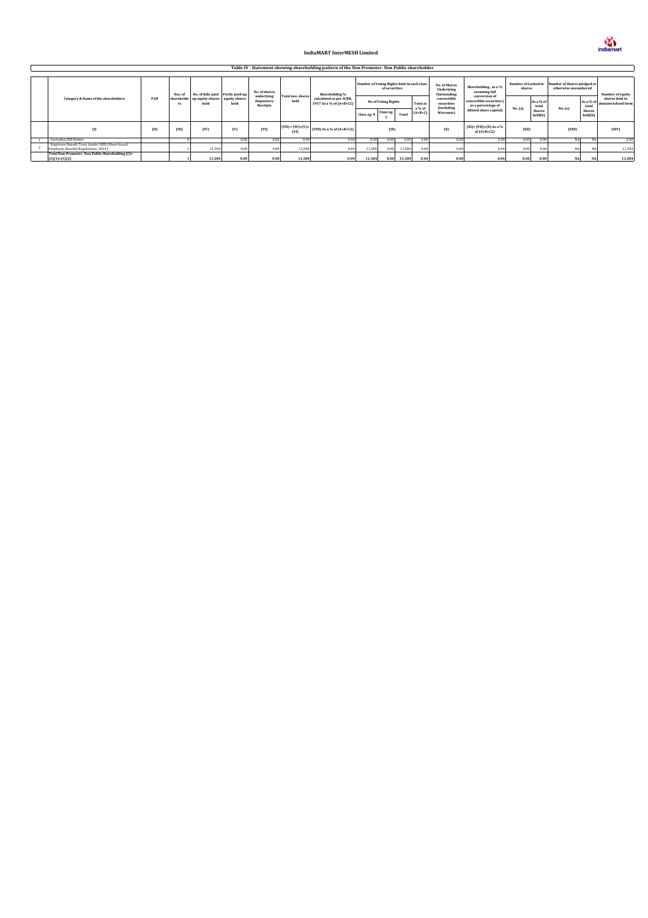# IndiaMART InterMESH Limited

## Table IV - Statement showing shareholding pattern of the Non Promoter- Non Public shareholder

| | Category & Name of the shareholders | PAN | Nos. of shareholders | No. of fully paid up equity shares held | Partly paid-up equity shares held | No. of shares underlying Depository Receipts | Total nos. shares held | Shareholding % calculated as per SCRR, 1957 As a % of (A+B+C2) | Number of Voting Rights held in each class of securities | | | | No. of Shares Underlying Outstanding convertible securities (including Warrants) | Shareholding , as a % assuming full conversion of convertible securities ( as a percentage of diluted share capital) | Number of Locked in shares | | Number of Shares pledged or otherwise encumbered | | Number of equity shares held in dematerialised form |
|---|---|---|---|---|---|---|---|---|---|---|---|---|---|---|---|---|---|---|---|
| | | | | | | | | | No of Voting Rights | | | Total as a % of (A+B+C) | | | No. (a) | As a % of total Shares held(b) | No. (a) | As a % of total Shares held(b) | |
| | | | | | | | | | Class eg: X | Class eg: y | Total | | | | | | | | |
| | (I) | (II) | (III) | (IV) | (V) | (VI) | (VII) = (IV)+(V)+ (VI) | (VIII) As a % of (A+B+C2) | (IX) | | | | (X) | (XI)= (VII)+(X) As a % of (A+B+C2) | (XII) | | (XIII) | | (XIV) |
| 1 | Custodian/DR Holder | | 0 | - | 0.00 | 0.00 | 0.00 | 0.00 | 0.00 | 0.00 | 0.00 | 0.00 | 0.00 | 0.00 | 0.00 | 0.00 | NA | NA | 0.00 |
| 2 | Employee Benefit Trust (under SEBI (Share based Employee Benefit) Regulations, 2014) | | 1 | 11,584 | 0.00 | 0.00 | 11,584 | 0.04 | 11,584 | 0.00 | 11,584 | 0.04 | 0.00 | 0.04 | 0.00 | 0.00 | NA | NA | 11,584 |
| | **Total Non-Promoter- Non Public Shareholding (C)= (C)(1)+(C)(2)** | | **1** | **11,584** | **0.00** | **0.00** | **11,584** | **0.04** | **11,584** | **0.00** | **11,584** | **0.04** | **0.00** | **0.04** | **0.00** | **0.00** | **NA** | **NA** | **11,584** |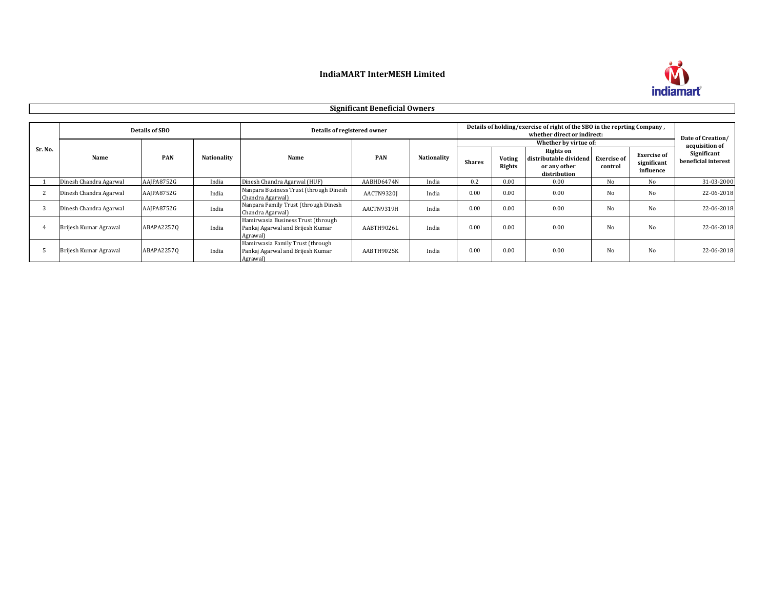# IndiaMART InterMESH Limited

## Significant Beneficial Owners

| Sr. No. | Details of SBO | | | Details of registered owner | | | Details of holding/exercise of right of the SBO in the reprting Company , whether direct or indirect: | | | | | Date of Creation/ acquisition of Significant beneficial interest |
|---|---|---|---|---|---|---|---|---|---|---|---|---|
| | | | | | | | Whether by virtue of: | | | | | |
| | Name | PAN | Nationality | Name | PAN | Nationality | Shares | Voting Rights | Rights on distributable dividend or any other distribution | Exercise of control | Exercise of significant influence | |
| 1 | Dinesh Chandra Agarwal | AAJPA8752G | India | Dinesh Chandra Agarwal (HUF) | AABHD6474N | India | 0.2 | 0.00 | 0.00 | No | No | 31-03-2000 |
| 2 | Dinesh Chandra Agarwal | AAJPA8752G | India | Nanpara Business Trust (through Dinesh Chandra Agarwal) | AACTN9320J | India | 0.00 | 0.00 | 0.00 | No | No | 22-06-2018 |
| 3 | Dinesh Chandra Agarwal | AAJPA8752G | India | Nanpara Family Trust (through Dinesh Chandra Agarwal) | AACTN9319H | India | 0.00 | 0.00 | 0.00 | No | No | 22-06-2018 |
| 4 | Brijesh Kumar Agrawal | ABAPA2257Q | India | Hamirwasia Business Trust (through Pankaj Agarwal and Brijesh Kumar Agrawal) | AABTH9026L | India | 0.00 | 0.00 | 0.00 | No | No | 22-06-2018 |
| 5 | Brijesh Kumar Agrawal | ABAPA2257Q | India | Hamirwasia Family Trust (through Pankaj Agarwal and Brijesh Kumar Agrawal) | AABTH9025K | India | 0.00 | 0.00 | 0.00 | No | No | 22-06-2018 |